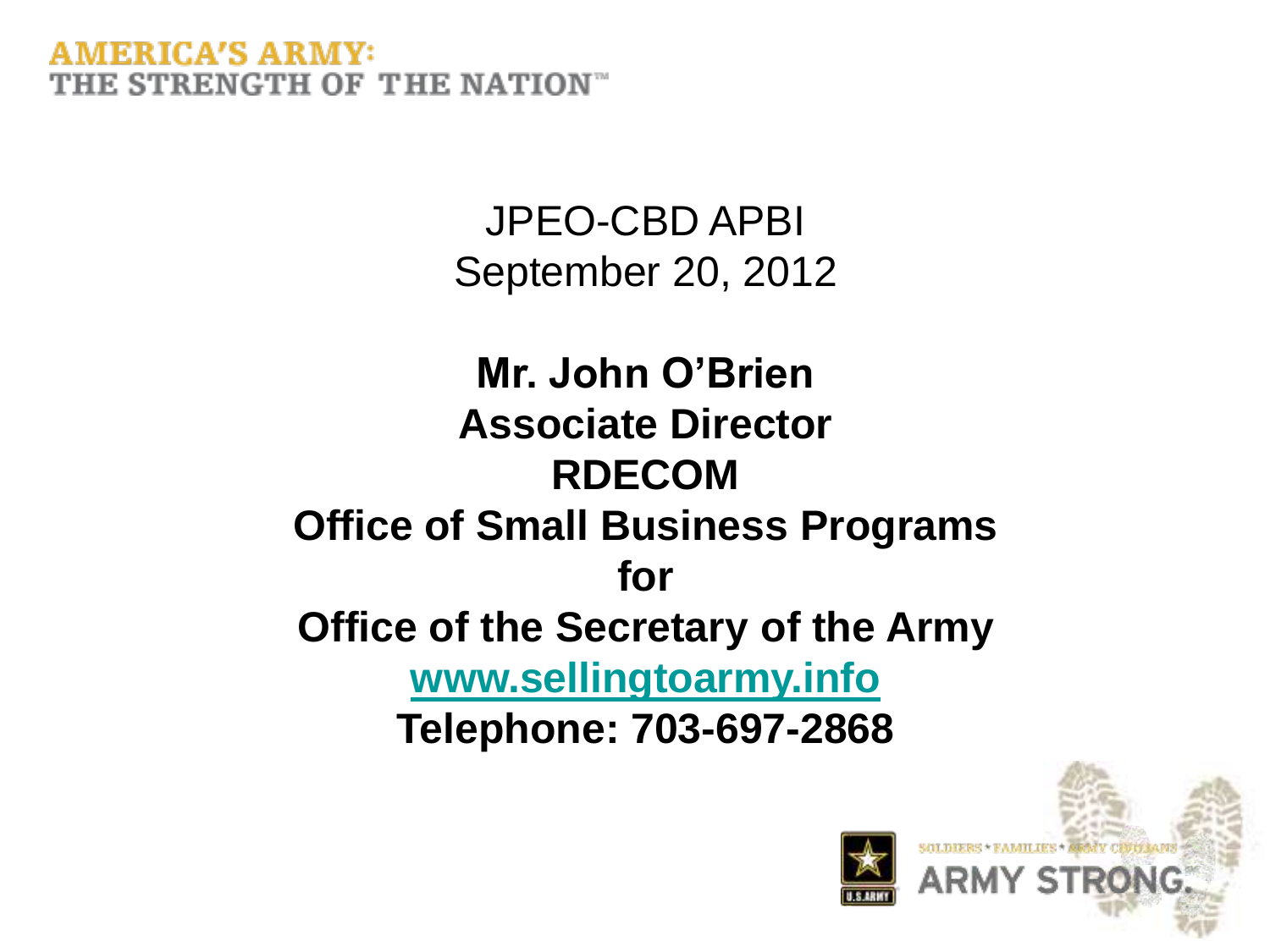AMERICA'S ARMY:
THE STRENGTH OF THE NATION™

JPEO-CBD APBI
September 20, 2012

**Mr. John O'Brien**
**Associate Director**
**RDECOM**
**Office of Small Business Programs**
**for**
**Office of the Secretary of the Army**
**www.sellingtoarmy.info**
**Telephone: 703-697-2868**

SOLDIERS • FAMILIES • ARMY CIVILIANS
ARMY STRONG.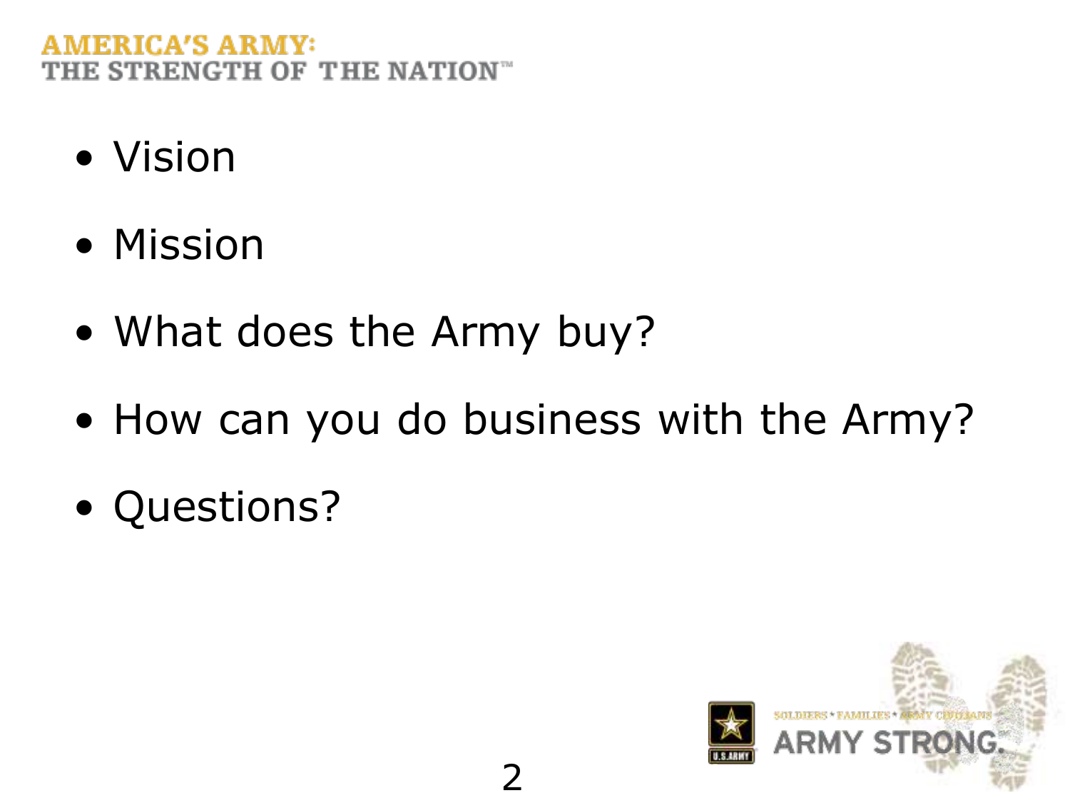- Vision
- Mission
- What does the Army buy?
- How can you do business with the Army?
- Questions?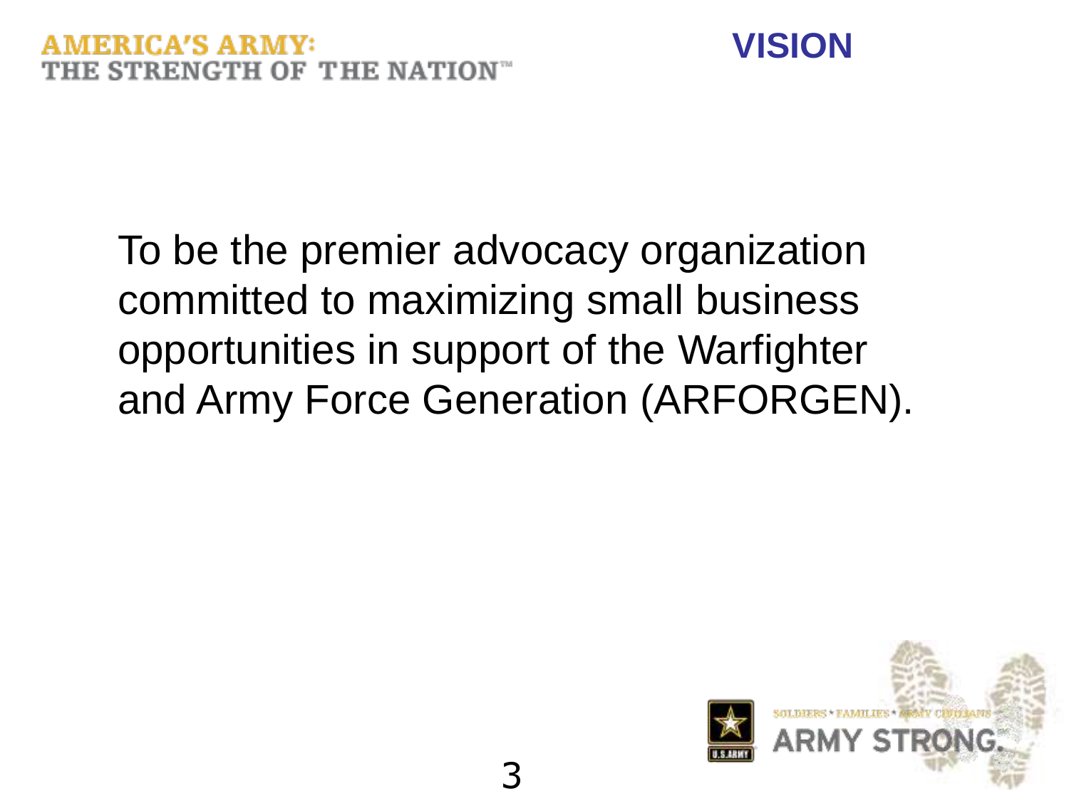# VISION

To be the premier advocacy organization committed to maximizing small business opportunities in support of the Warfighter and Army Force Generation (ARFORGEN).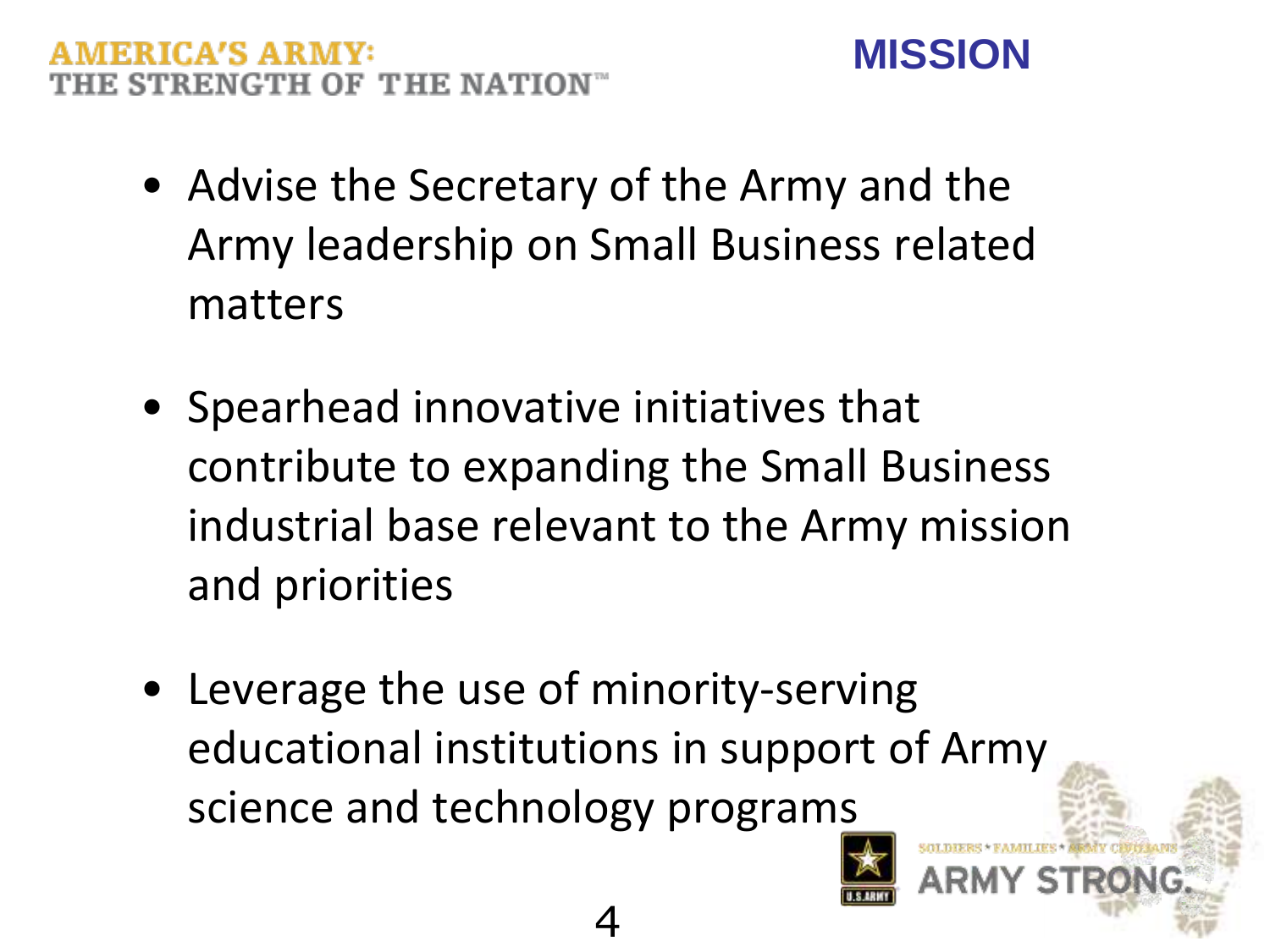# MISSION

- Advise the Secretary of the Army and the Army leadership on Small Business related matters

- Spearhead innovative initiatives that contribute to expanding the Small Business industrial base relevant to the Army mission and priorities

- Leverage the use of minority-serving educational institutions in support of Army science and technology programs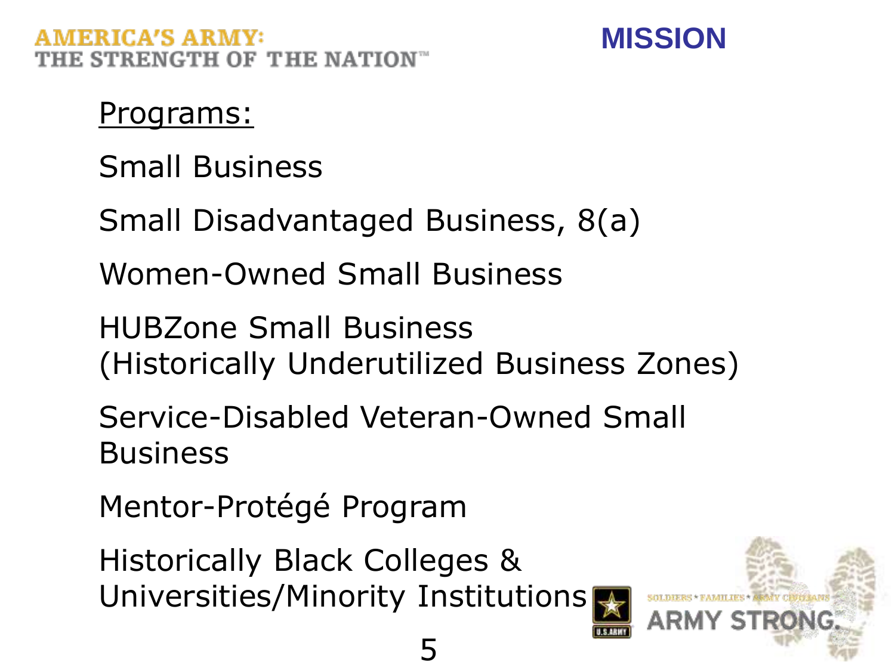# MISSION

Programs:

Small Business

Small Disadvantaged Business, 8(a)

Women-Owned Small Business

HUBZone Small Business
(Historically Underutilized Business Zones)

Service-Disabled Veteran-Owned Small Business

Mentor-Protégé Program

Historically Black Colleges & Universities/Minority Institutions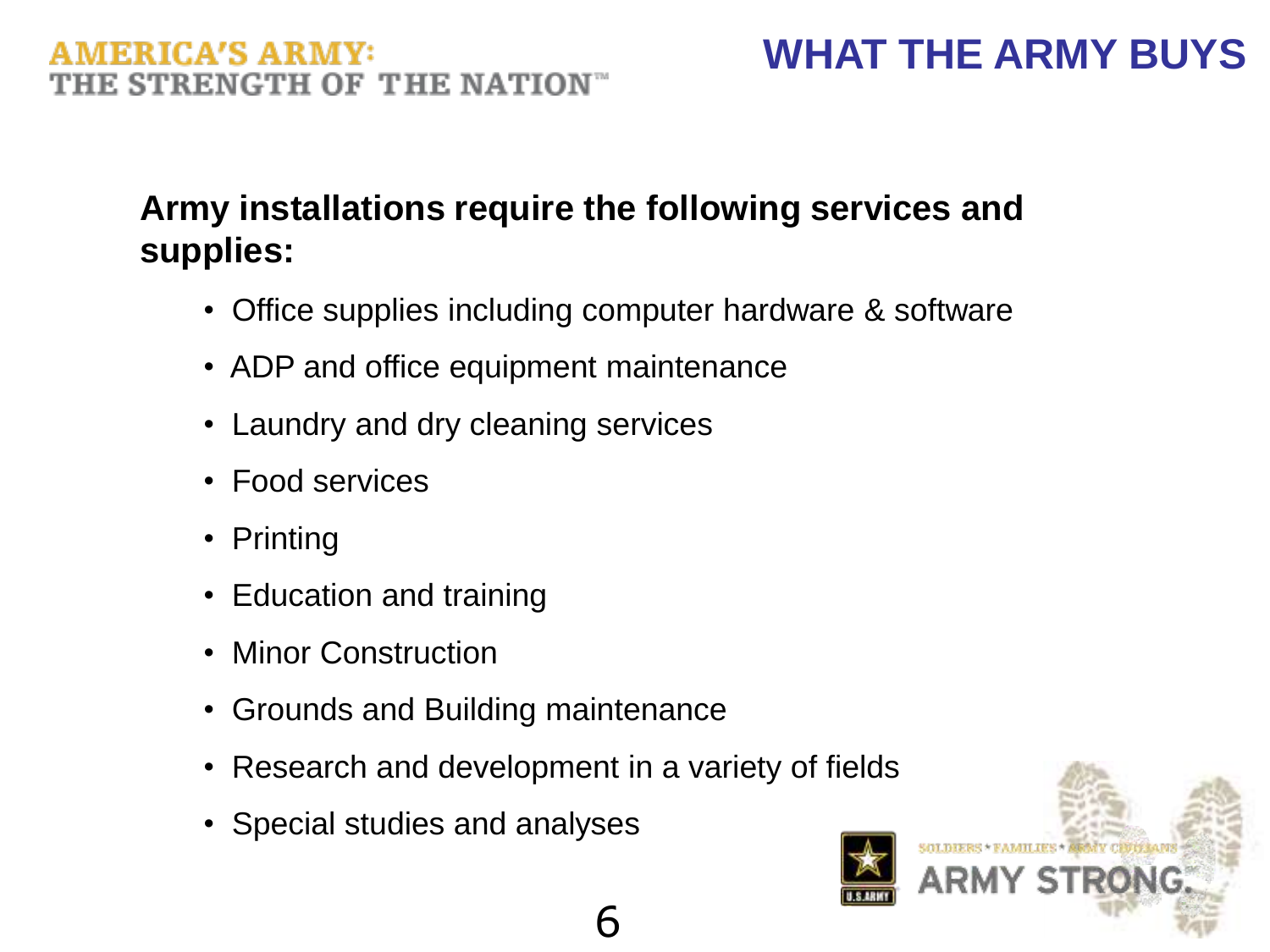# WHAT THE ARMY BUYS

**Army installations require the following services and supplies:**

- Office supplies including computer hardware & software
- ADP and office equipment maintenance
- Laundry and dry cleaning services
- Food services
- Printing
- Education and training
- Minor Construction
- Grounds and Building maintenance
- Research and development in a variety of fields
- Special studies and analyses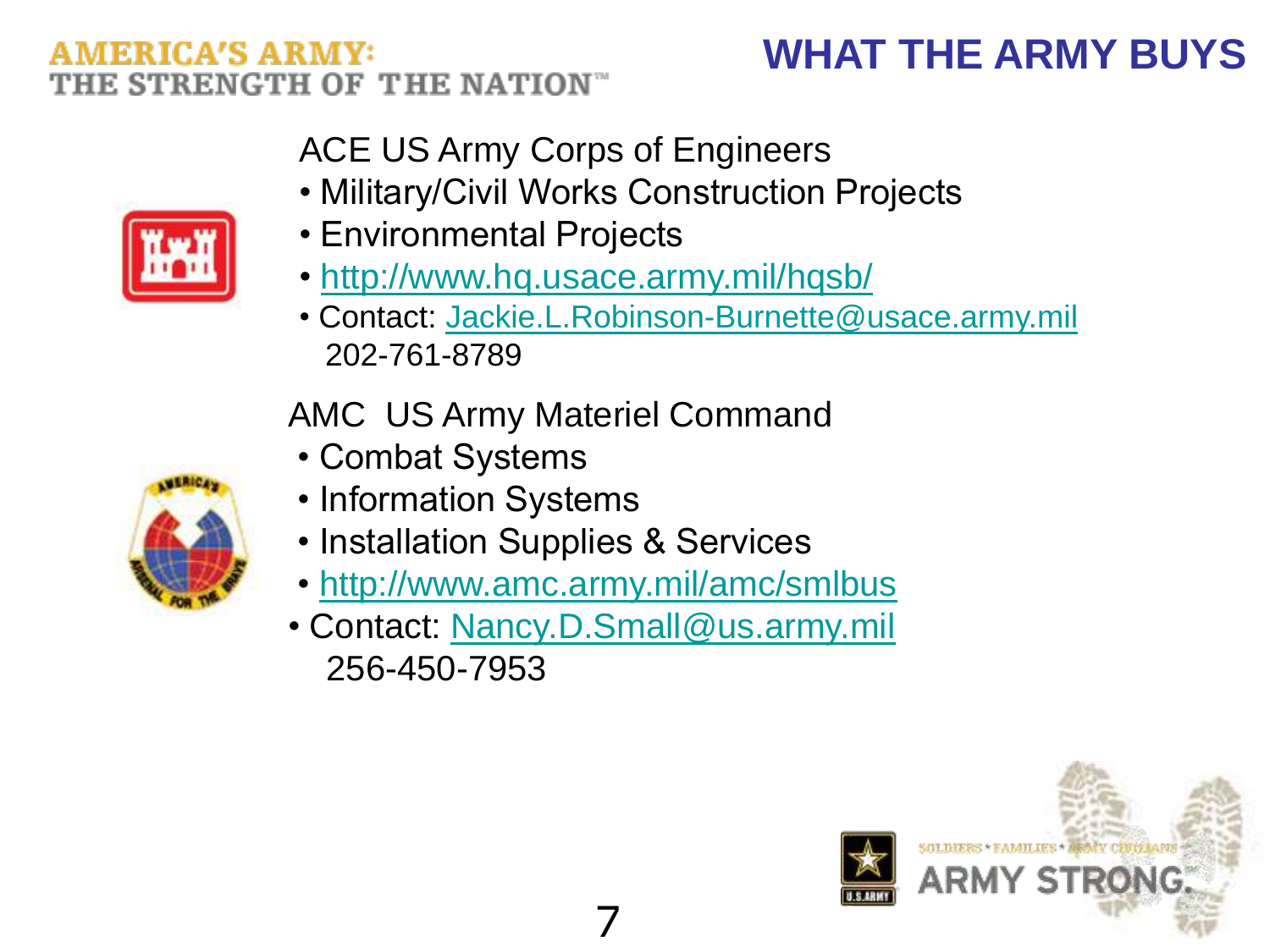# WHAT THE ARMY BUYS

ACE US Army Corps of Engineers

- Military/Civil Works Construction Projects
- Environmental Projects
- http://www.hq.usace.army.mil/hqsb/
- Contact: Jackie.L.Robinson-Burnette@usace.army.mil
  202-761-8789

AMC US Army Materiel Command

- Combat Systems
- Information Systems
- Installation Supplies & Services
- http://www.amc.army.mil/amc/smlbus
- Contact: Nancy.D.Small@us.army.mil
  256-450-7953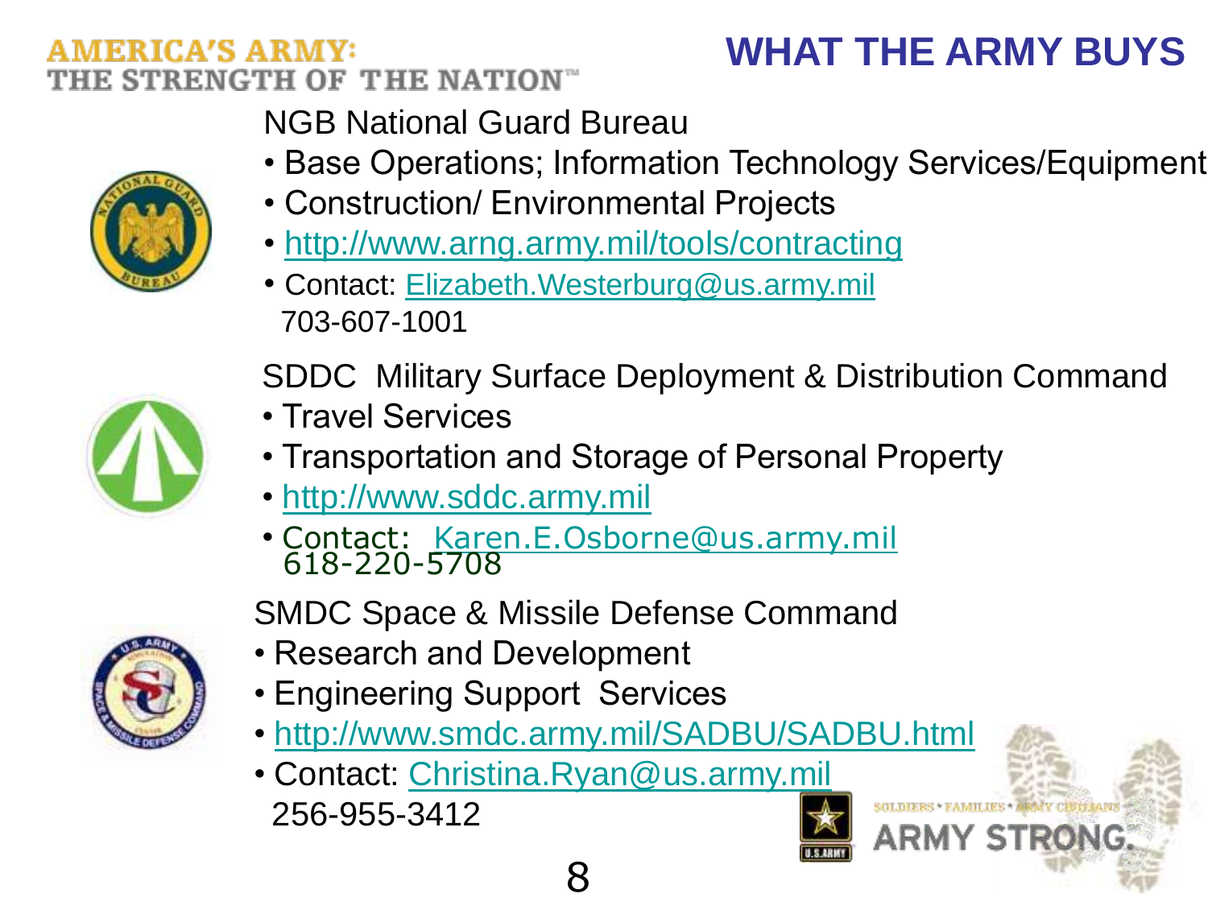# WHAT THE ARMY BUYS

## NGB National Guard Bureau

- Base Operations; Information Technology Services/Equipment
- Construction/ Environmental Projects
- http://www.arng.army.mil/tools/contracting
- Contact: Elizabeth.Westerburg@us.army.mil
  703-607-1001

## SDDC Military Surface Deployment & Distribution Command

- Travel Services
- Transportation and Storage of Personal Property
- http://www.sddc.army.mil
- Contact: Karen.E.Osborne@us.army.mil
  618-220-5708

## SMDC Space & Missile Defense Command

- Research and Development
- Engineering Support Services
- http://www.smdc.army.mil/SADBU/SADBU.html
- Contact: Christina.Ryan@us.army.mil
  256-955-3412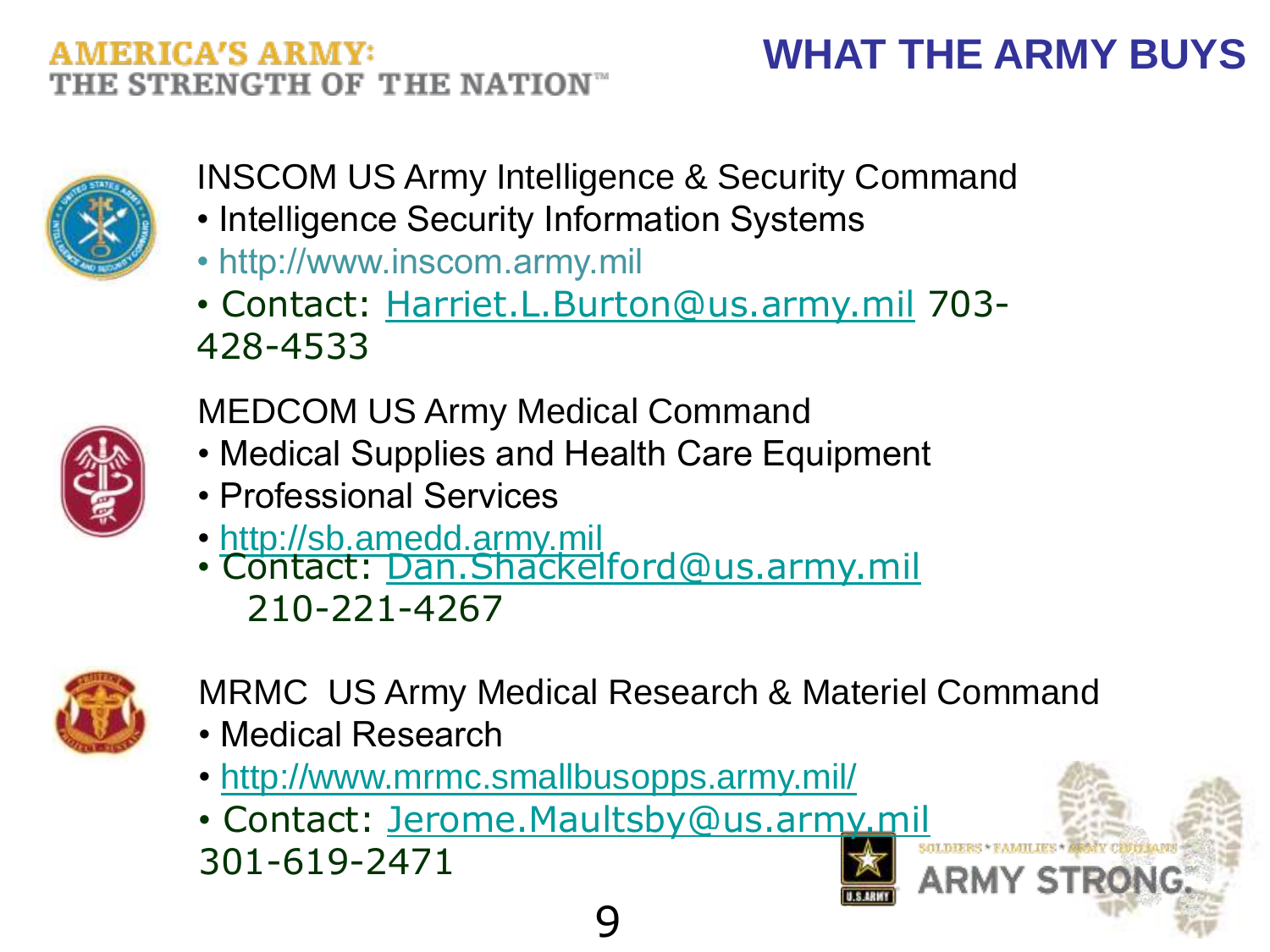# WHAT THE ARMY BUYS

INSCOM US Army Intelligence & Security Command

- Intelligence Security Information Systems
- http://www.inscom.army.mil
- Contact: Harriet.L.Burton@us.army.mil 703-428-4533

MEDCOM US Army Medical Command

- Medical Supplies and Health Care Equipment
- Professional Services
- http://sb.amedd.army.mil
- Contact: Dan.Shackelford@us.army.mil 210-221-4267

MRMC US Army Medical Research & Materiel Command

- Medical Research
- http://www.mrmc.smallbusopps.army.mil/
- Contact: Jerome.Maultsby@us.army.mil 301-619-2471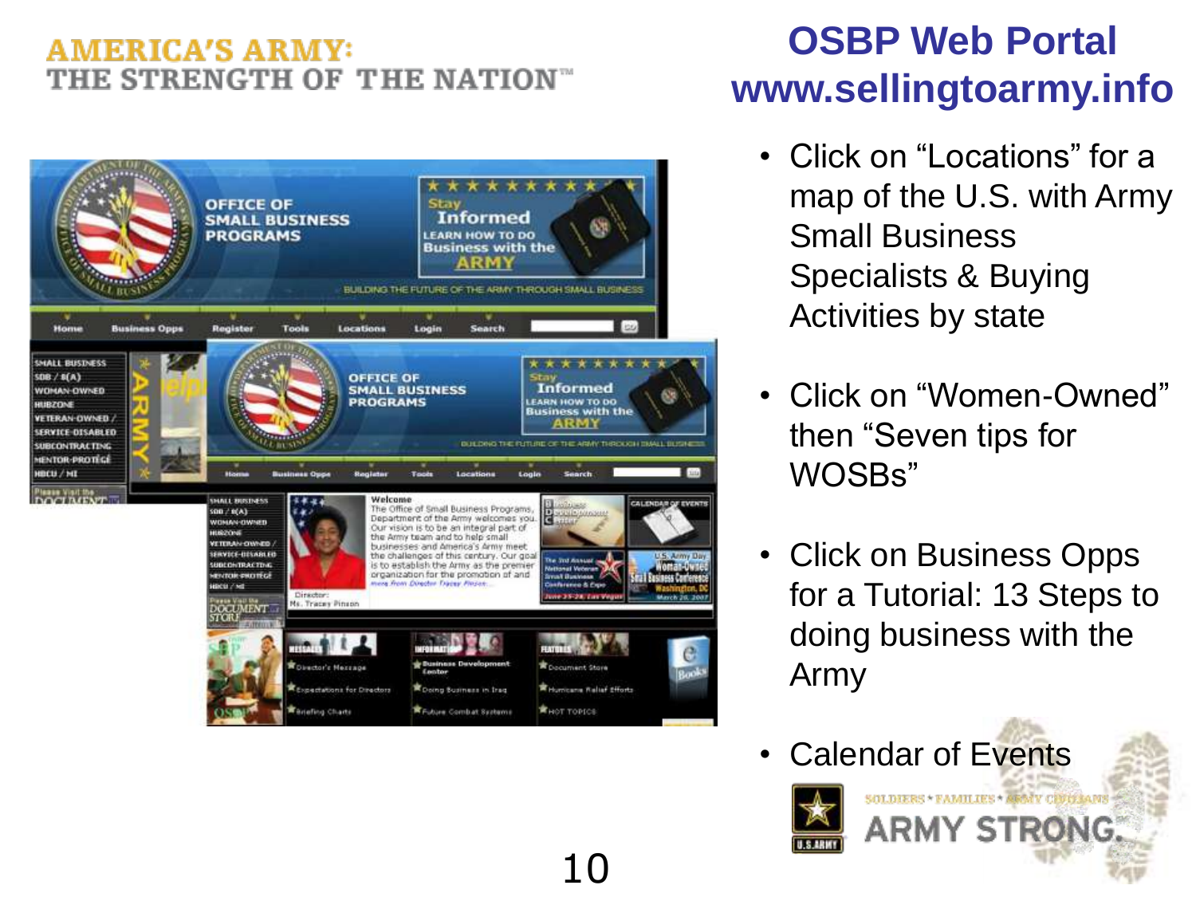AMERICA'S ARMY:
THE STRENGTH OF THE NATION™

# OSBP Web Portal
# www.sellingtoarmy.info

- Click on “Locations” for a map of the U.S. with Army Small Business Specialists & Buying Activities by state
- Click on “Women-Owned” then “Seven tips for WOSBs”
- Click on Business Opps for a Tutorial: 13 Steps to doing business with the Army
- Calendar of Events

SOLDIERS • FAMILIES • ARMY CIVILIANS
ARMY STRONG.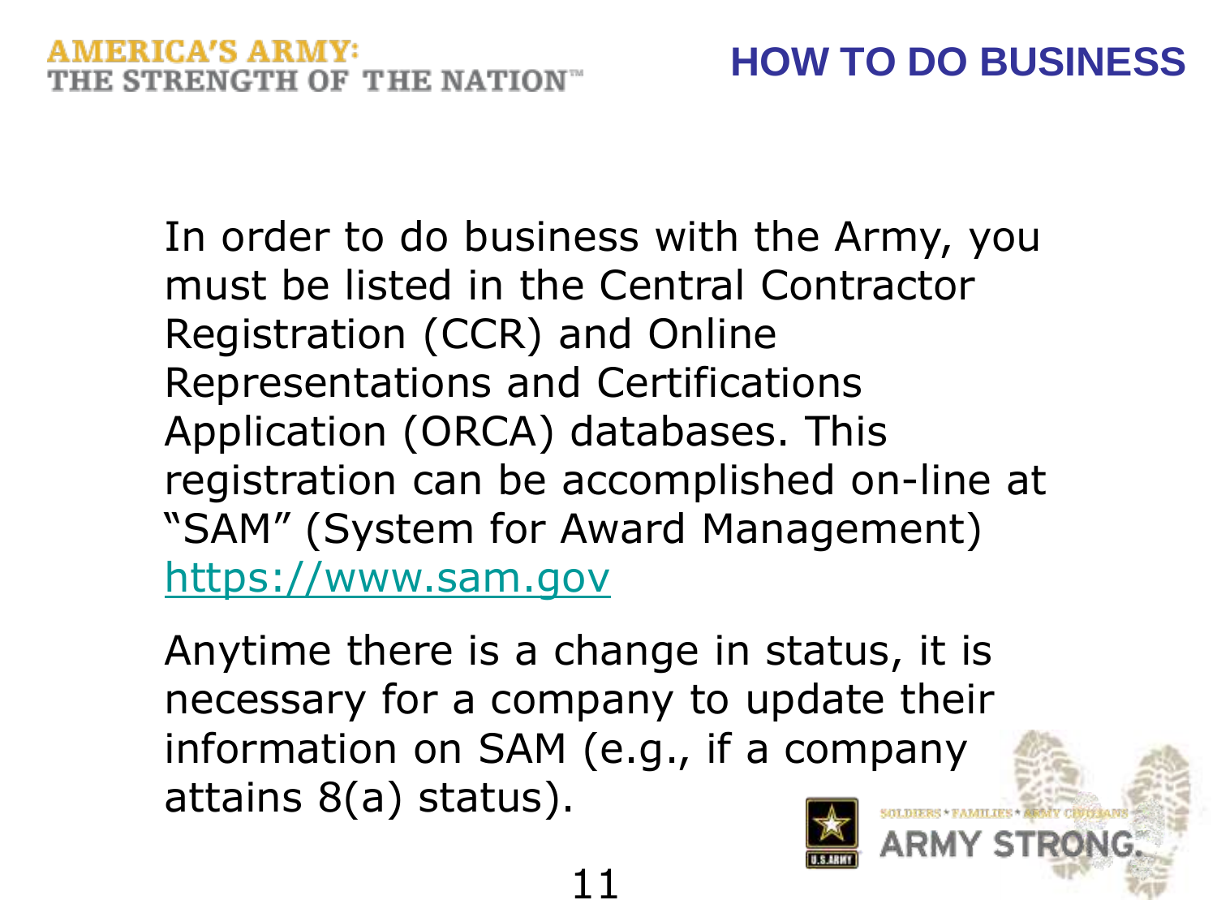# HOW TO DO BUSINESS

In order to do business with the Army, you must be listed in the Central Contractor Registration (CCR) and Online Representations and Certifications Application (ORCA) databases. This registration can be accomplished on-line at "SAM" (System for Award Management) https://www.sam.gov

Anytime there is a change in status, it is necessary for a company to update their information on SAM (e.g., if a company attains 8(a) status).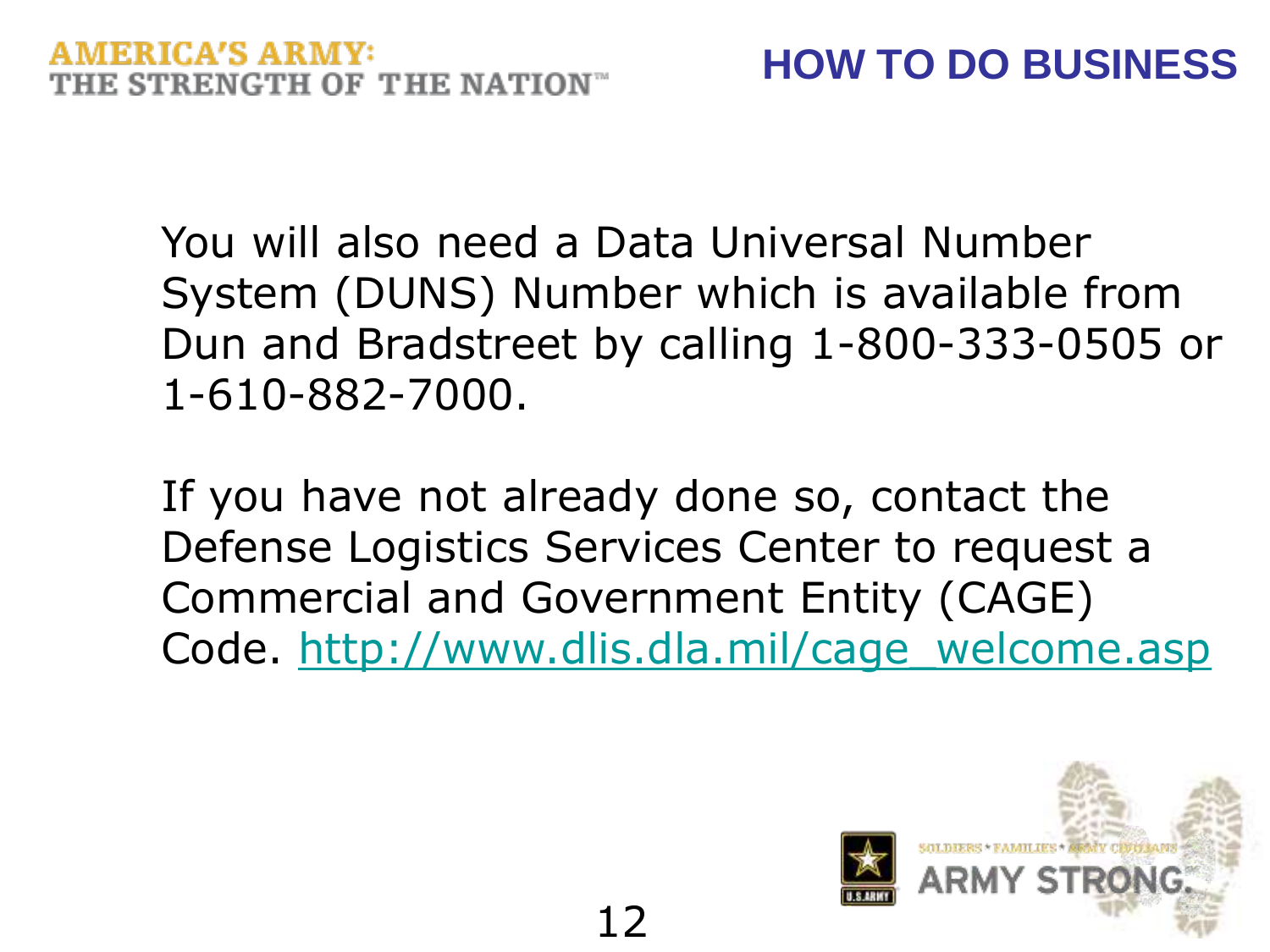## HOW TO DO BUSINESS

You will also need a Data Universal Number System (DUNS) Number which is available from Dun and Bradstreet by calling 1-800-333-0505 or 1-610-882-7000.

If you have not already done so, contact the Defense Logistics Services Center to request a Commercial and Government Entity (CAGE) Code. [http://www.dlis.dla.mil/cage_welcome.asp](http://www.dlis.dla.mil/cage_welcome.asp)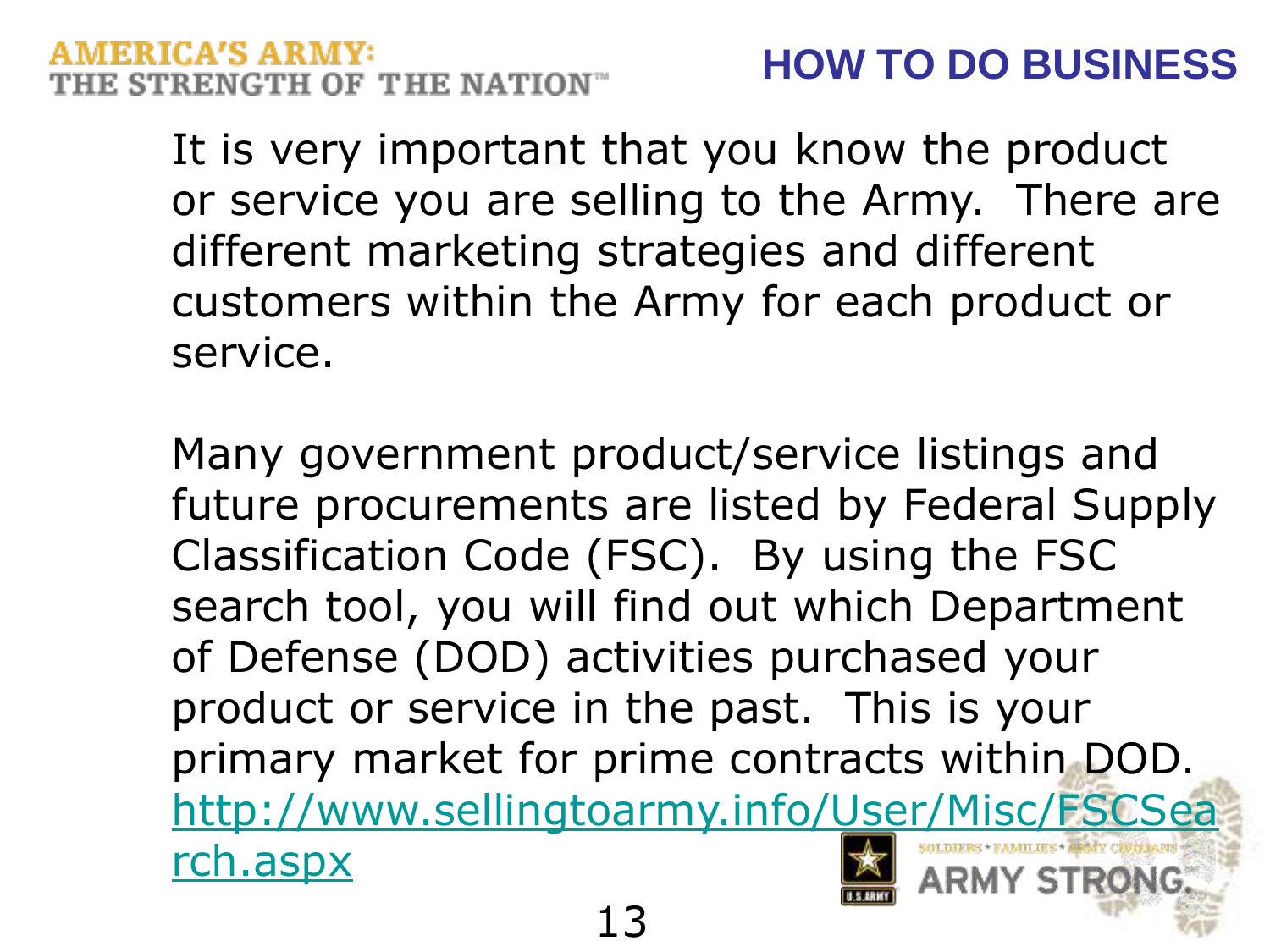# HOW TO DO BUSINESS

It is very important that you know the product or service you are selling to the Army. There are different marketing strategies and different customers within the Army for each product or service.

Many government product/service listings and future procurements are listed by Federal Supply Classification Code (FSC). By using the FSC search tool, you will find out which Department of Defense (DOD) activities purchased your product or service in the past. This is your primary market for prime contracts within DOD. http://www.sellingtoarmy.info/User/Misc/FSCSearch.aspx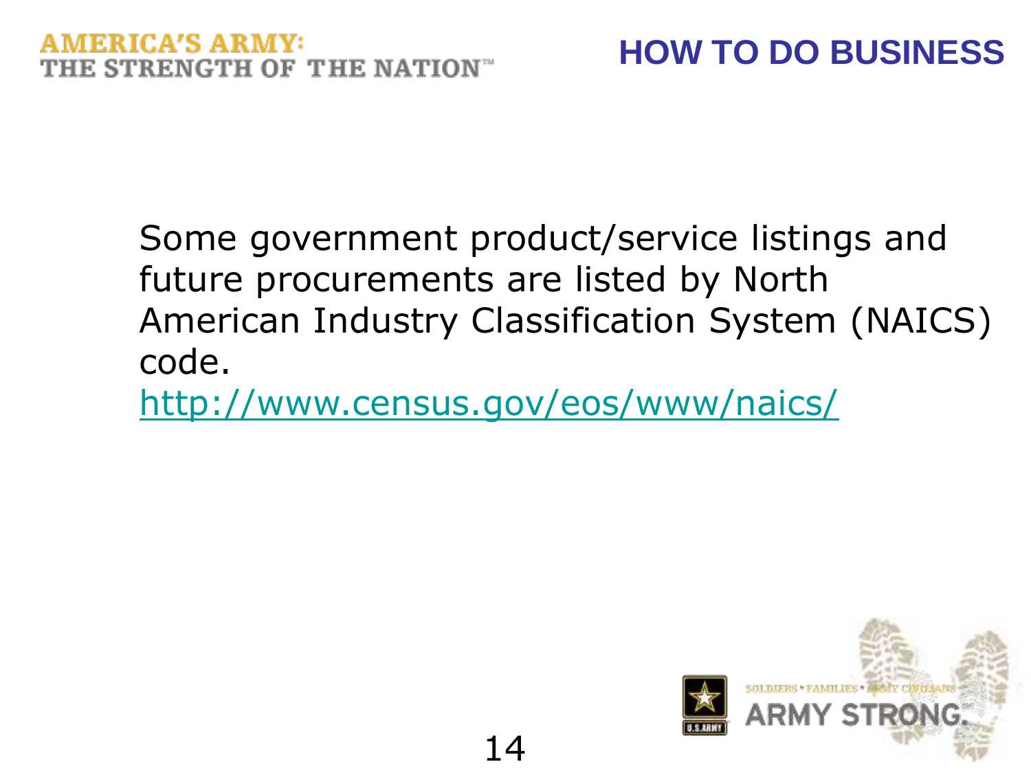# HOW TO DO BUSINESS

Some government product/service listings and future procurements are listed by North American Industry Classification System (NAICS) code.

http://www.census.gov/eos/www/naics/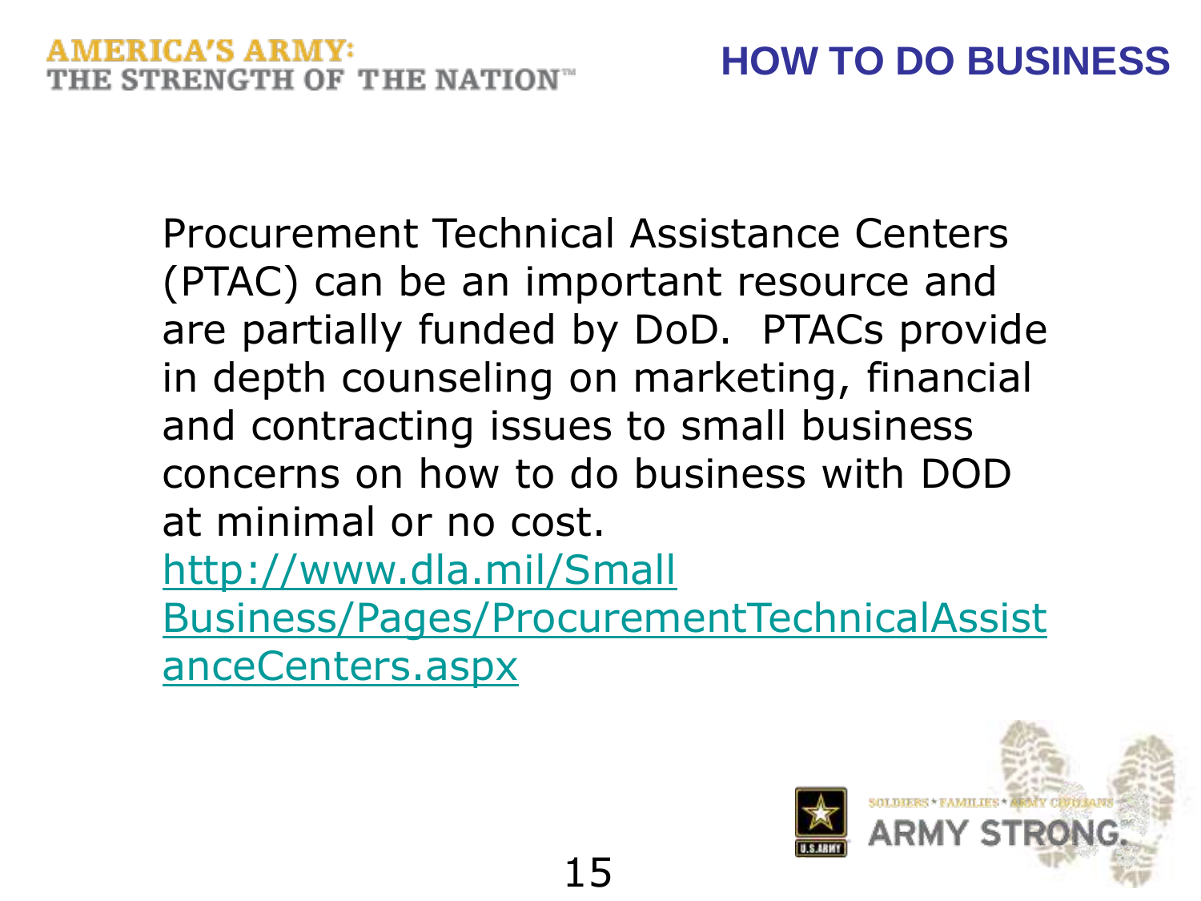# HOW TO DO BUSINESS

Procurement Technical Assistance Centers (PTAC) can be an important resource and are partially funded by DoD. PTACs provide in depth counseling on marketing, financial and contracting issues to small business concerns on how to do business with DOD at minimal or no cost. http://www.dla.mil/SmallBusiness/Pages/ProcurementTechnicalAssistanceCenters.aspx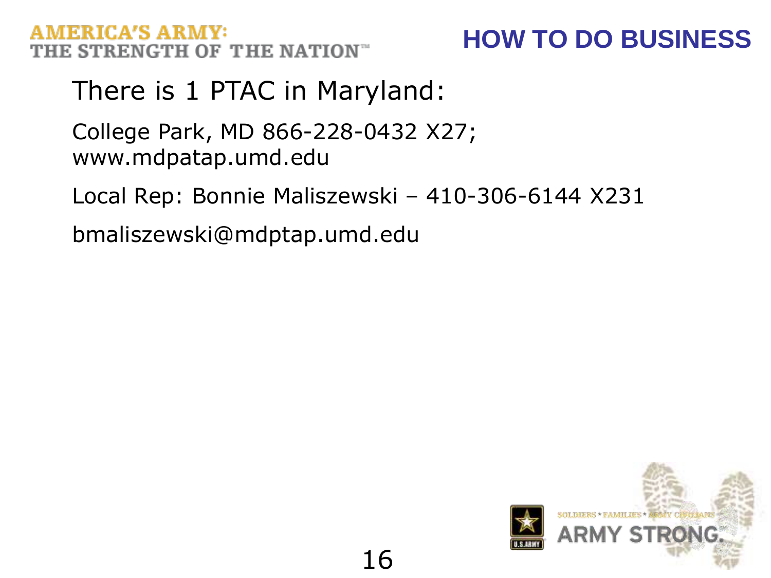# HOW TO DO BUSINESS

There is 1 PTAC in Maryland:

College Park, MD 866-228-0432 X27; www.mdpatap.umd.edu

Local Rep: Bonnie Maliszewski – 410-306-6144 X231

bmaliszewski@mdptap.umd.edu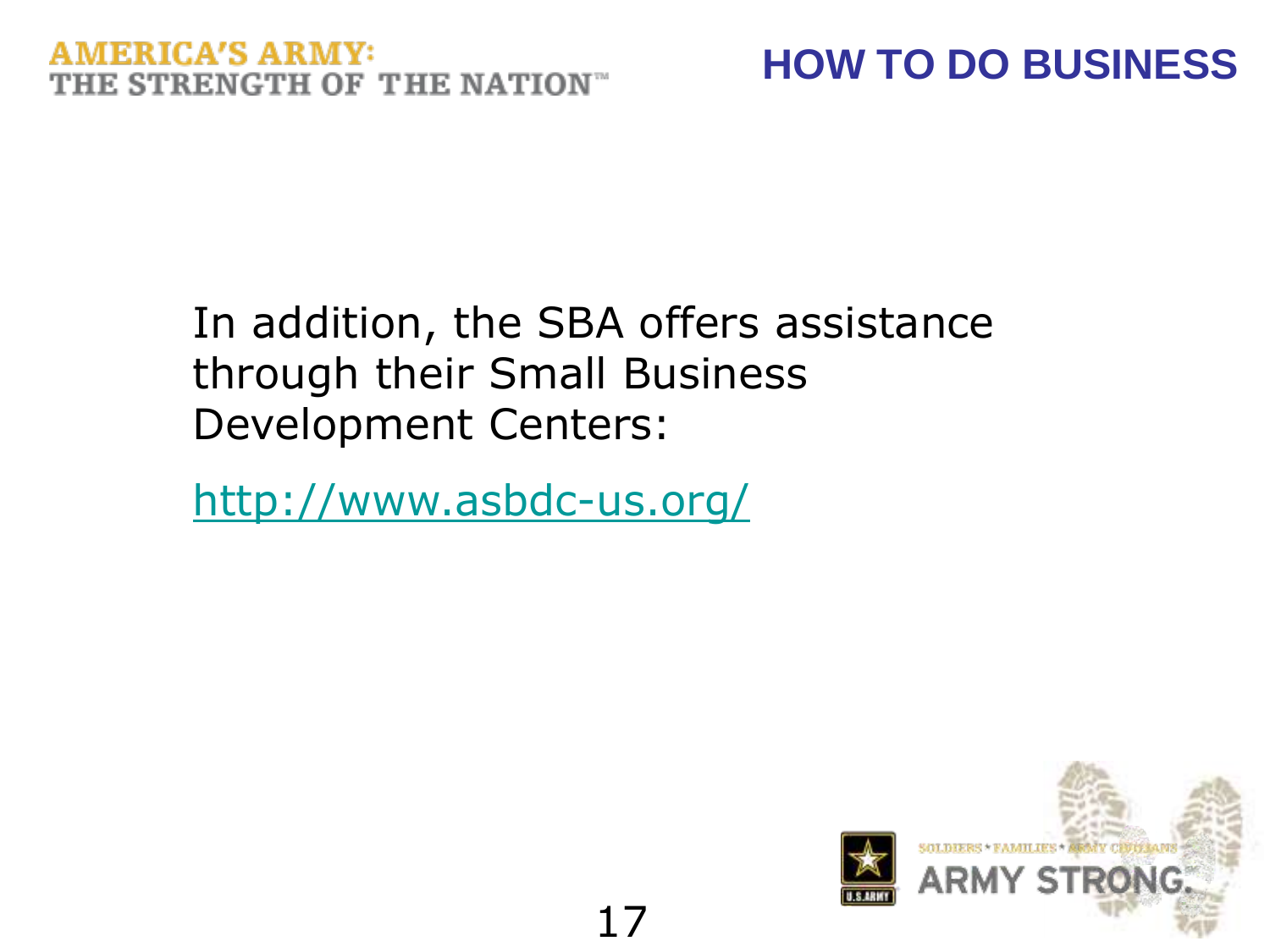# HOW TO DO BUSINESS

In addition, the SBA offers assistance through their Small Business Development Centers:

http://www.asbdc-us.org/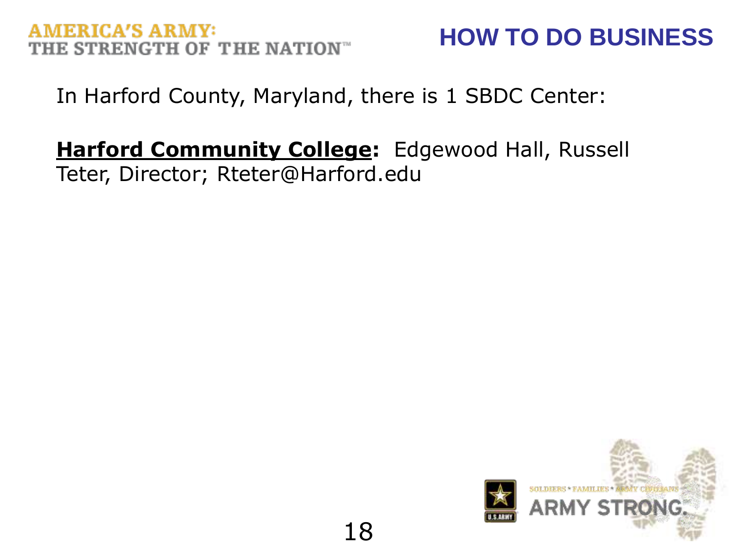# HOW TO DO BUSINESS

In Harford County, Maryland, there is 1 SBDC Center:

**Harford Community College:** Edgewood Hall, Russell Teter, Director; Rteter@Harford.edu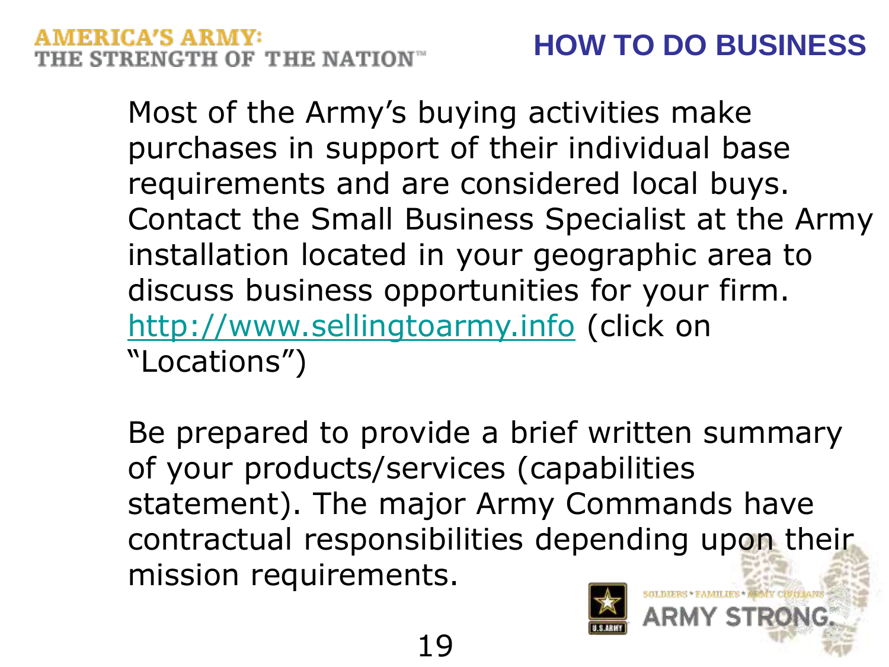# HOW TO DO BUSINESS

Most of the Army's buying activities make purchases in support of their individual base requirements and are considered local buys. Contact the Small Business Specialist at the Army installation located in your geographic area to discuss business opportunities for your firm. http://www.sellingtoarmy.info (click on "Locations")

Be prepared to provide a brief written summary of your products/services (capabilities statement). The major Army Commands have contractual responsibilities depending upon their mission requirements.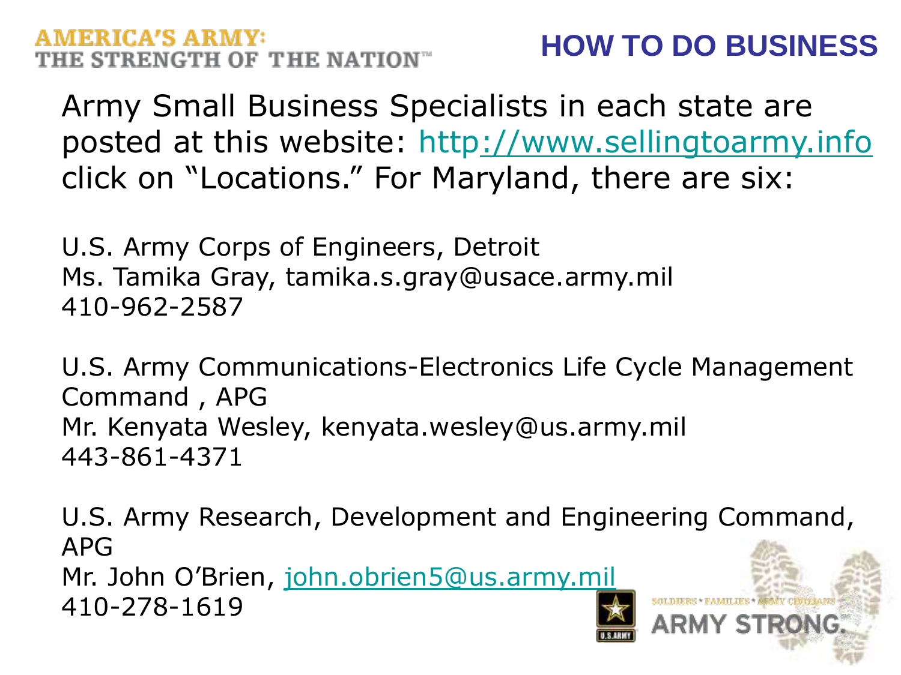# HOW TO DO BUSINESS

Army Small Business Specialists in each state are posted at this website: http://www.sellingtoarmy.info click on "Locations." For Maryland, there are six:

U.S. Army Corps of Engineers, Detroit
Ms. Tamika Gray, tamika.s.gray@usace.army.mil
410-962-2587

U.S. Army Communications-Electronics Life Cycle Management Command , APG
Mr. Kenyata Wesley, kenyata.wesley@us.army.mil
443-861-4371

U.S. Army Research, Development and Engineering Command, APG
Mr. John O'Brien, john.obrien5@us.army.mil
410-278-1619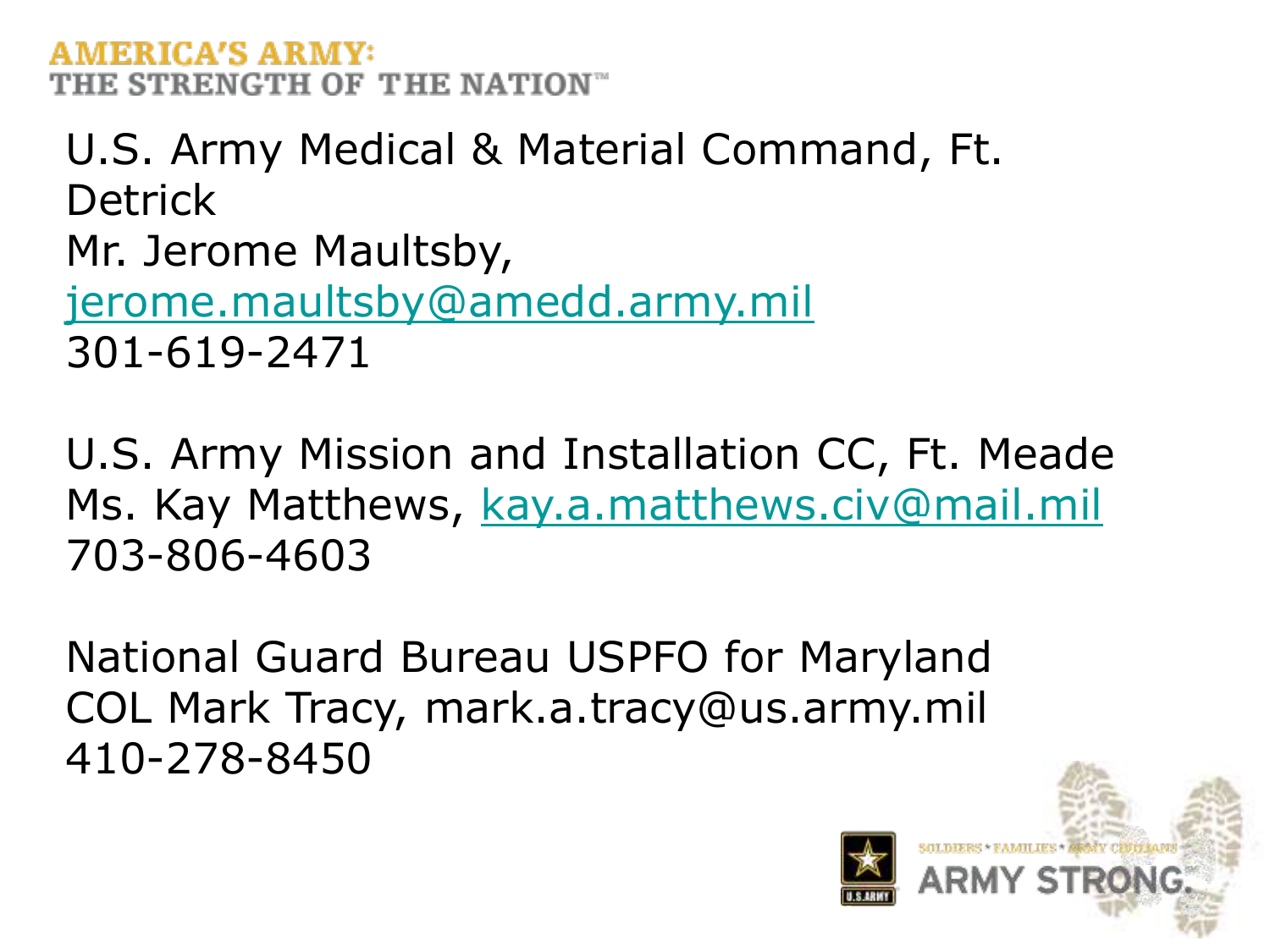U.S. Army Medical & Material Command, Ft. Detrick
Mr. Jerome Maultsby,
jerome.maultsby@amedd.army.mil
301-619-2471

U.S. Army Mission and Installation CC, Ft. Meade
Ms. Kay Matthews, kay.a.matthews.civ@mail.mil
703-806-4603

National Guard Bureau USPFO for Maryland
COL Mark Tracy, mark.a.tracy@us.army.mil
410-278-8450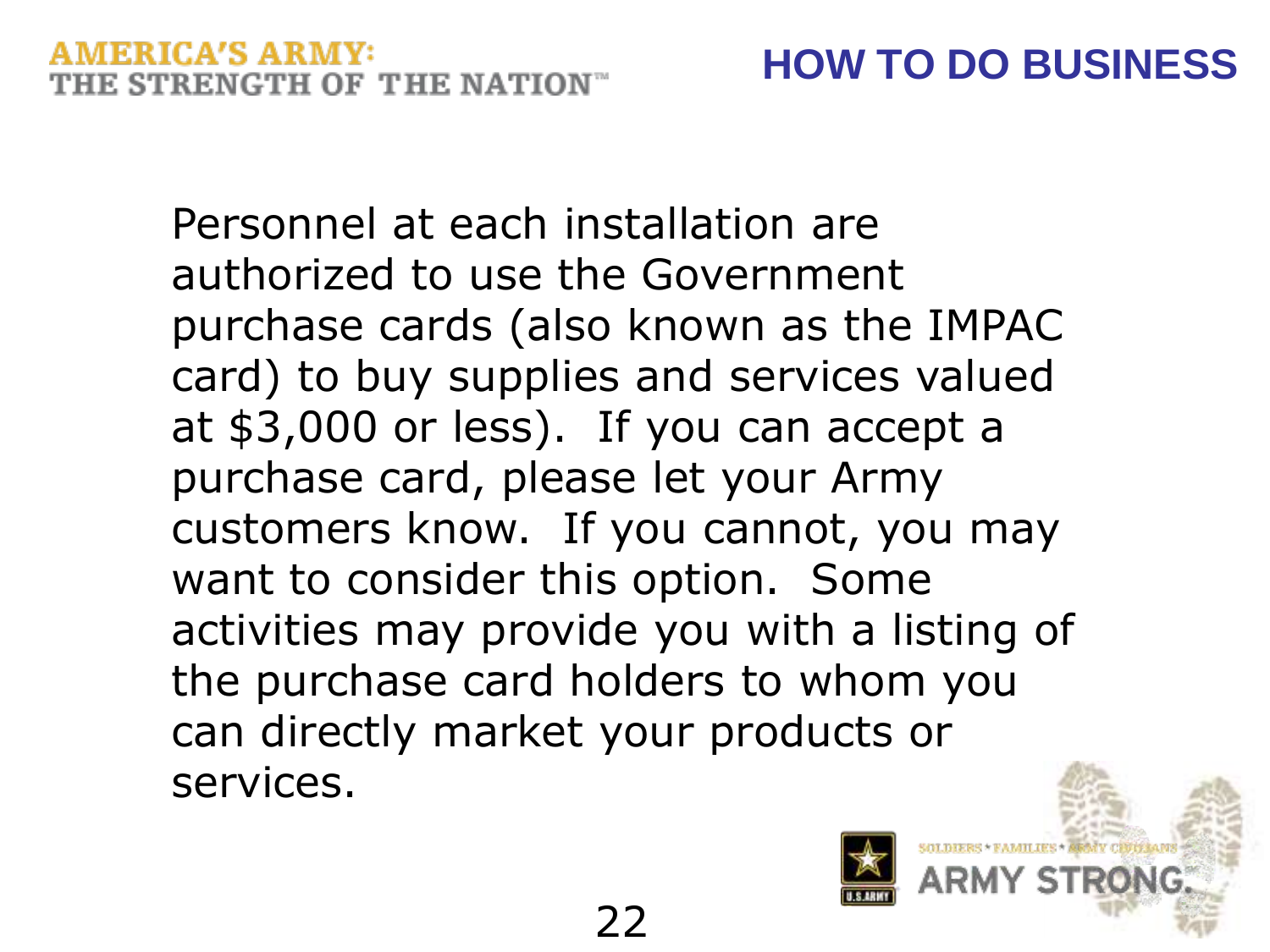## HOW TO DO BUSINESS

Personnel at each installation are authorized to use the Government purchase cards (also known as the IMPAC card) to buy supplies and services valued at $3,000 or less). If you can accept a purchase card, please let your Army customers know. If you cannot, you may want to consider this option. Some activities may provide you with a listing of the purchase card holders to whom you can directly market your products or services.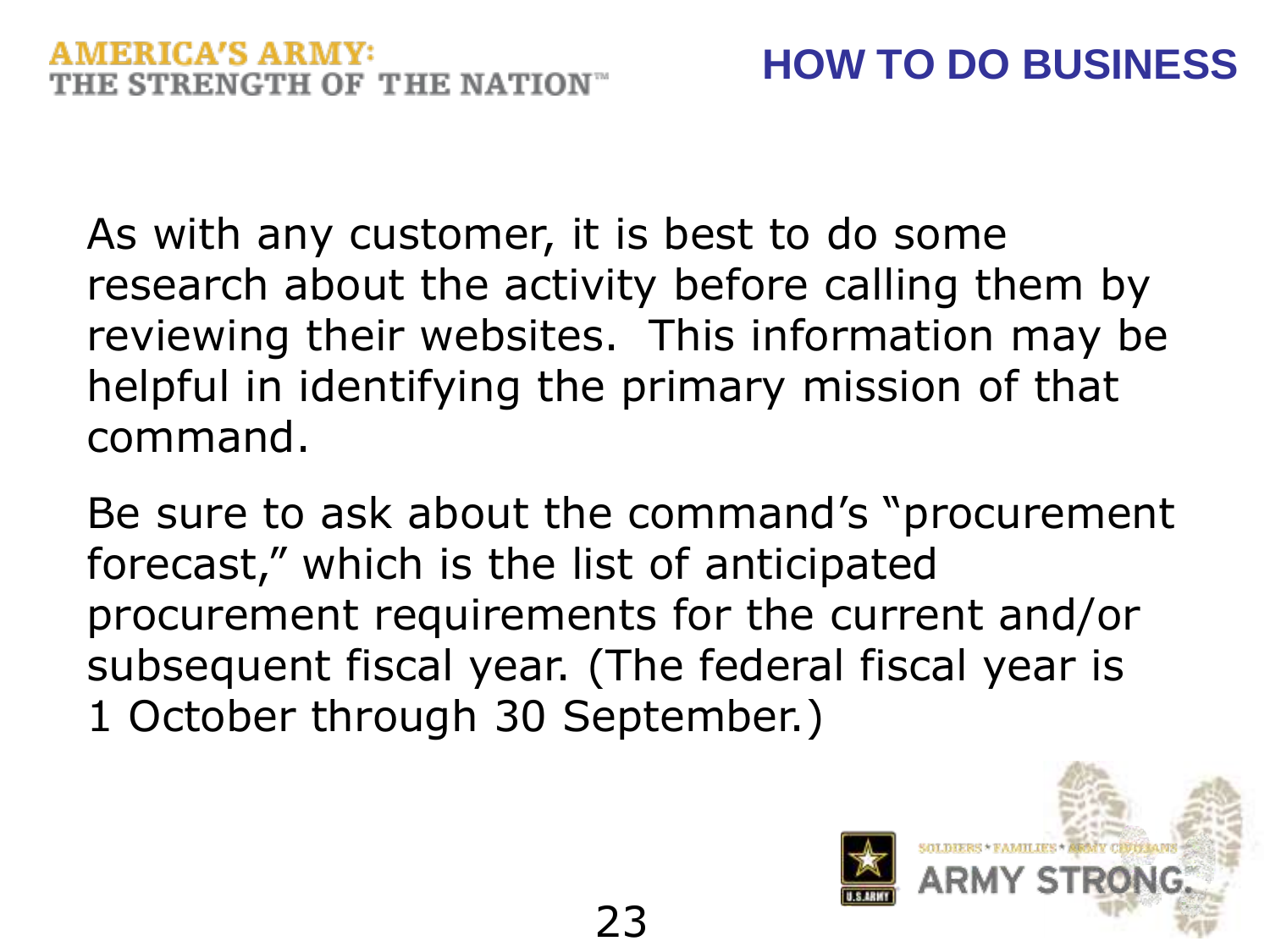# HOW TO DO BUSINESS

As with any customer, it is best to do some research about the activity before calling them by reviewing their websites. This information may be helpful in identifying the primary mission of that command.

Be sure to ask about the command's "procurement forecast," which is the list of anticipated procurement requirements for the current and/or subsequent fiscal year. (The federal fiscal year is 1 October through 30 September.)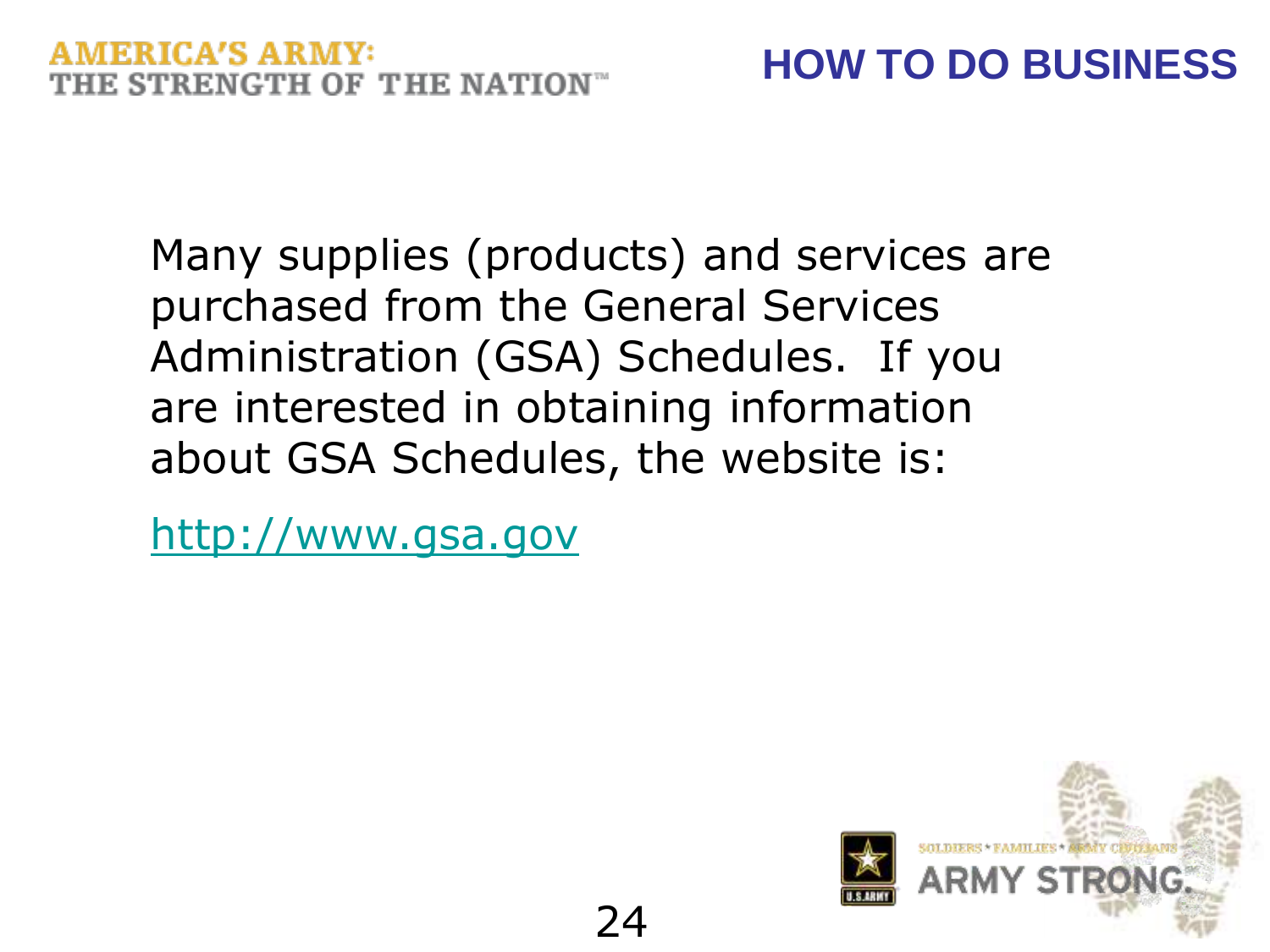## HOW TO DO BUSINESS

Many supplies (products) and services are purchased from the General Services Administration (GSA) Schedules. If you are interested in obtaining information about GSA Schedules, the website is:

http://www.gsa.gov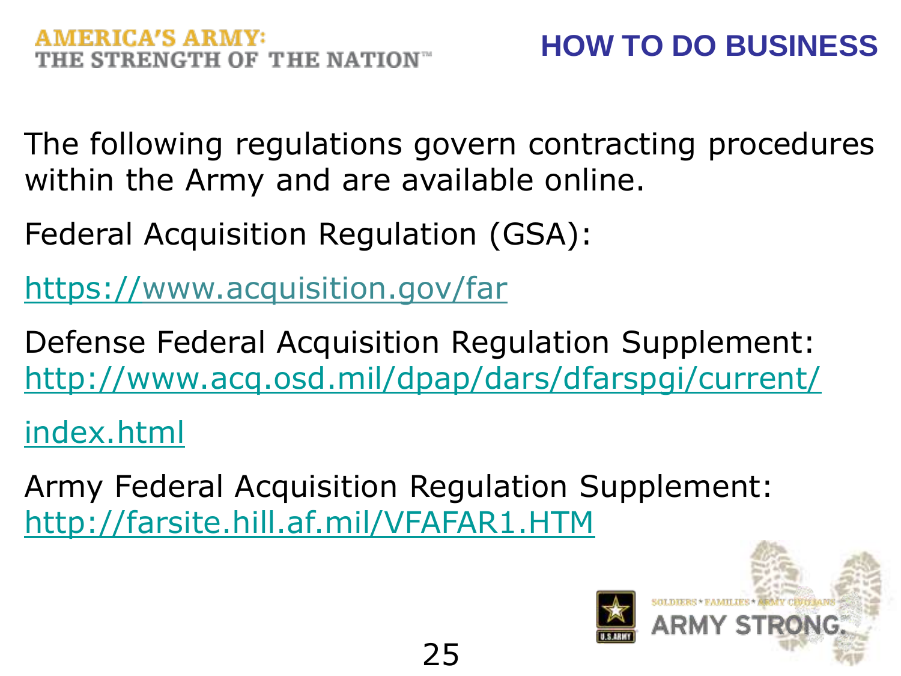# HOW TO DO BUSINESS

The following regulations govern contracting procedures within the Army and are available online.

Federal Acquisition Regulation (GSA):

https://www.acquisition.gov/far

Defense Federal Acquisition Regulation Supplement: http://www.acq.osd.mil/dpap/dars/dfarspgi/current/index.html

Army Federal Acquisition Regulation Supplement: http://farsite.hill.af.mil/VFAFAR1.HTM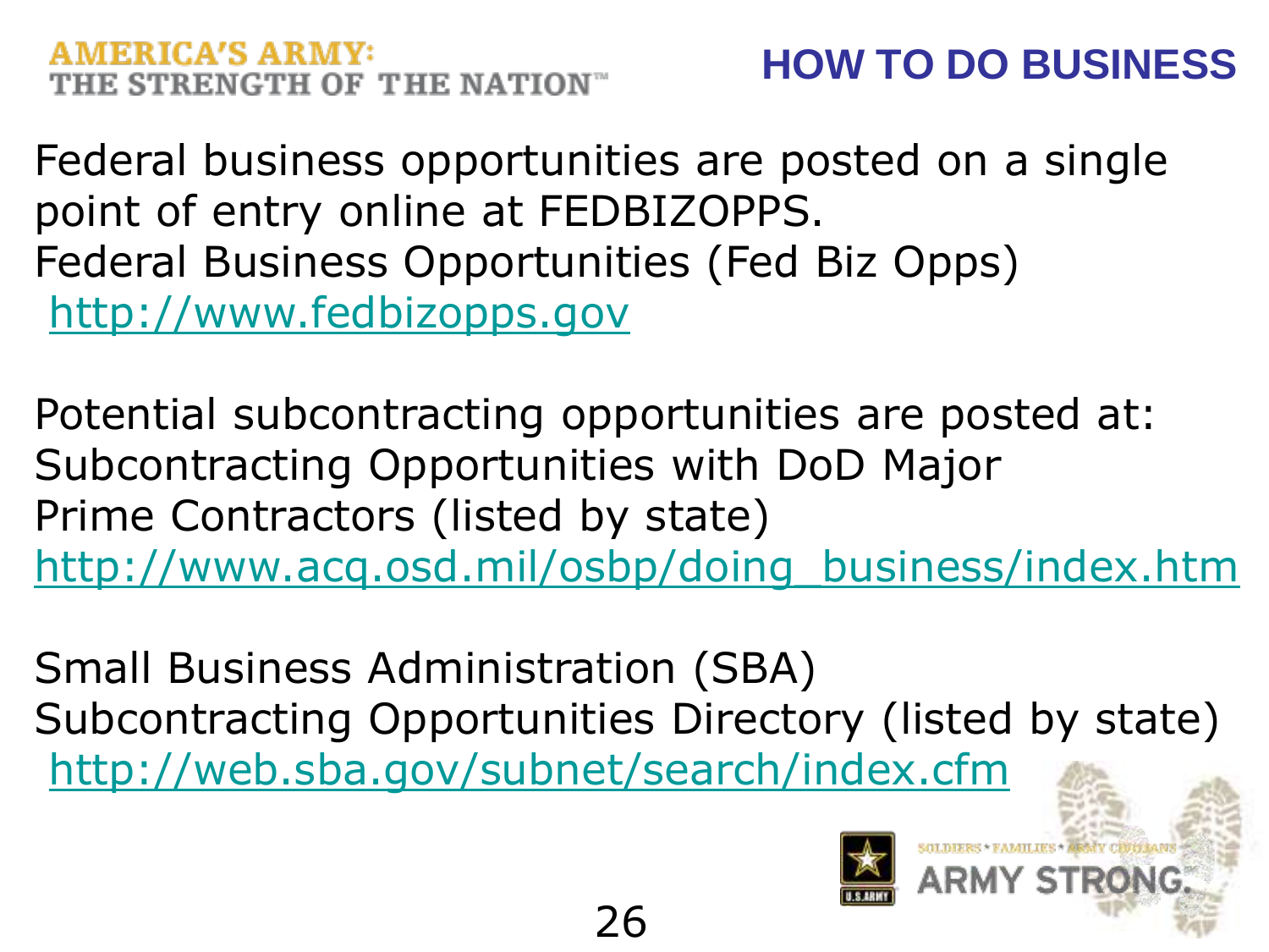# HOW TO DO BUSINESS

Federal business opportunities are posted on a single point of entry online at FEDBIZOPPS.
Federal Business Opportunities (Fed Biz Opps)
http://www.fedbizopps.gov

Potential subcontracting opportunities are posted at:
Subcontracting Opportunities with DoD Major Prime Contractors (listed by state)
http://www.acq.osd.mil/osbp/doing_business/index.htm

Small Business Administration (SBA)
Subcontracting Opportunities Directory (listed by state)
http://web.sba.gov/subnet/search/index.cfm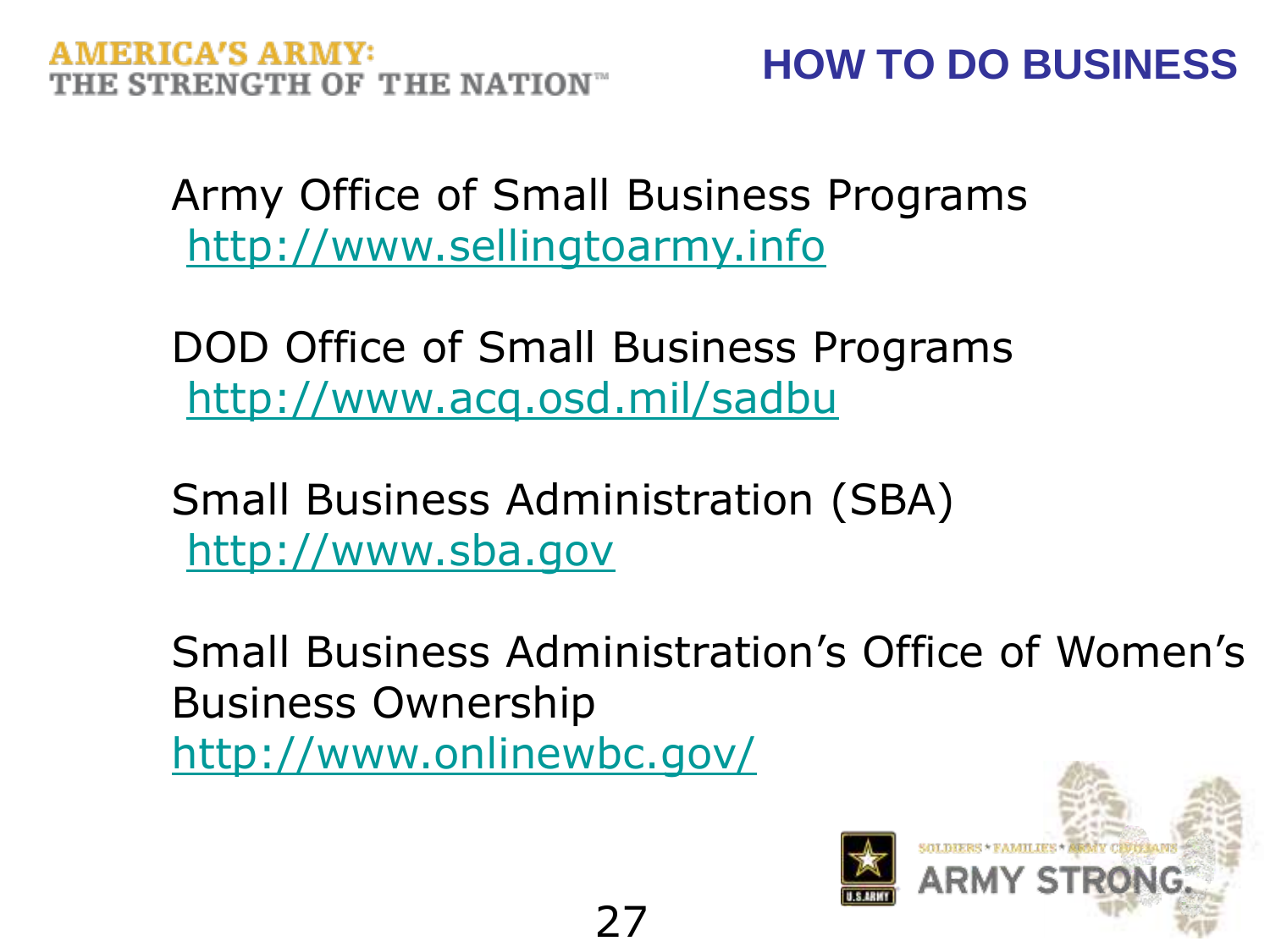# HOW TO DO BUSINESS

Army Office of Small Business Programs
http://www.sellingtoarmy.info

DOD Office of Small Business Programs
http://www.acq.osd.mil/sadbu

Small Business Administration (SBA)
http://www.sba.gov

Small Business Administration's Office of Women's Business Ownership
http://www.onlinewbc.gov/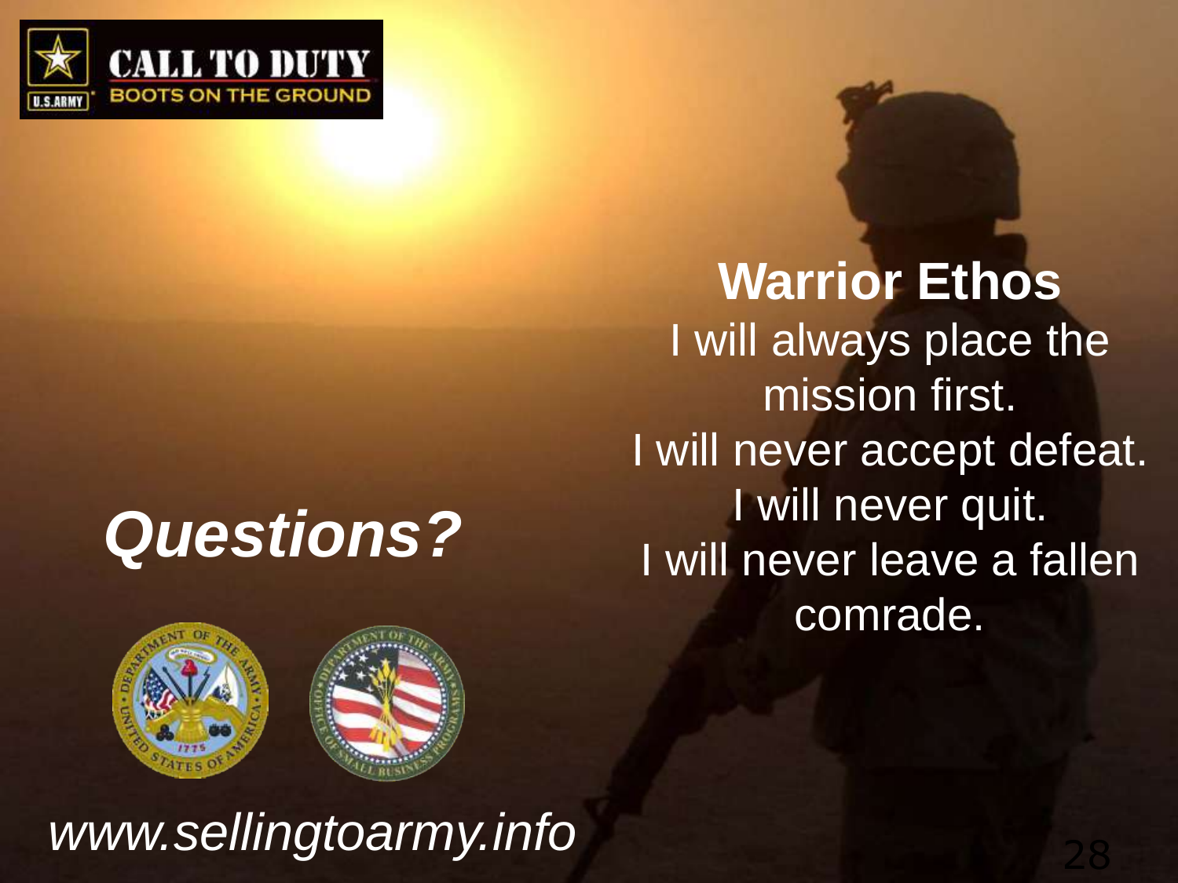CALL TO DUTY

BOOTS ON THE GROUND

## Warrior Ethos

I will always place the mission first.
I will never accept defeat.
I will never quit.
I will never leave a fallen comrade.

***Questions?***

*www.sellingtoarmy.info*